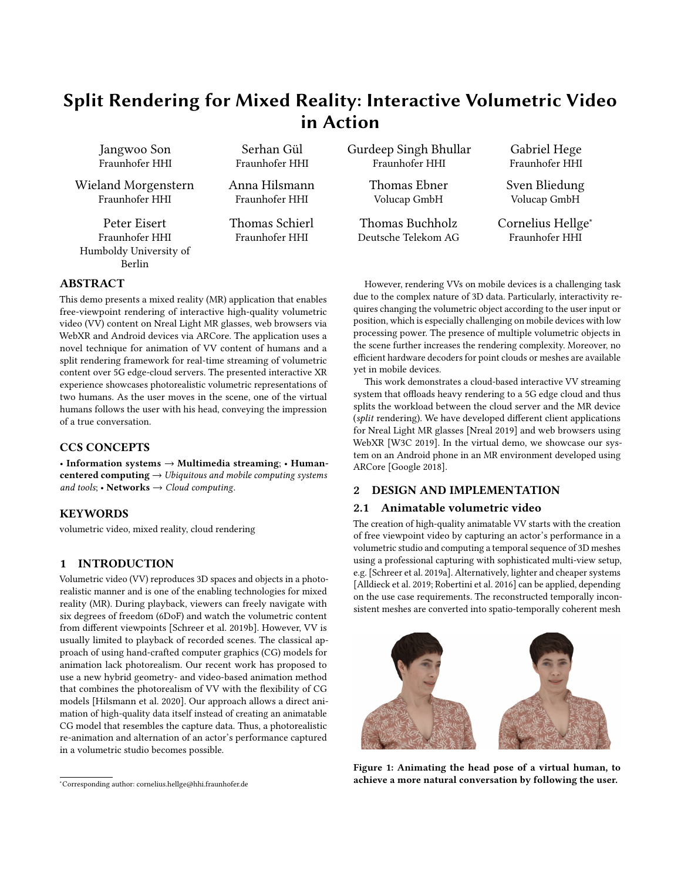# Split Rendering for Mixed Reality: Interactive Volumetric Video in Action

Jangwoo Son, Fraunhofer HHI

Serhan Gül, Fraunhofer HHI

Gurdeep Singh Bhullar, Fraunhofer HHI

Gabriel Hege, Fraunhofer HHI

Wieland Morgenstern, Fraunhofer HHI

Anna Hilsmann, Fraunhofer HHI

Thomas Ebner, Volucap GmbH

Sven Bliedung, Volucap GmbH

Peter Eisert, Fraunhofer HHI, Humboldy University of Berlin

Thomas Schierl, Fraunhofer HHI

Thomas Buchholz, Deutsche Telekom AG

Cornelius Hellge*, Fraunhofer HHI

## ABSTRACT

This demo presents a mixed reality (MR) application that enables free-viewpoint rendering of interactive high-quality volumetric video (VV) content on Nreal Light MR glasses, web browsers via WebXR and Android devices via ARCore. The application uses a novel technique for animation of VV content of humans and a split rendering framework for real-time streaming of volumetric content over 5G edge-cloud servers. The presented interactive XR experience showcases photorealistic volumetric representations of two humans. As the user moves in the scene, one of the virtual humans follows the user with his head, conveying the impression of a true conversation.

## CCS CONCEPTS

• **Information systems** → **Multimedia streaming**; • **Human-centered computing** → *Ubiquitous and mobile computing systems and tools*; • **Networks** → *Cloud computing*.

## KEYWORDS

volumetric video, mixed reality, cloud rendering

## 1 INTRODUCTION

Volumetric video (VV) reproduces 3D spaces and objects in a photorealistic manner and is one of the enabling technologies for mixed reality (MR). During playback, viewers can freely navigate with six degrees of freedom (6DoF) and watch the volumetric content from different viewpoints [Schreer et al. 2019b]. However, VV is usually limited to playback of recorded scenes. The classical approach of using hand-crafted computer graphics (CG) models for animation lack photorealism. Our recent work has proposed to use a new hybrid geometry- and video-based animation method that combines the photorealism of VV with the flexibility of CG models [Hilsmann et al. 2020]. Our approach allows a direct animation of high-quality data itself instead of creating an animatable CG model that resembles the capture data. Thus, a photorealistic re-animation and alternation of an actor's performance captured in a volumetric studio becomes possible.

However, rendering VVs on mobile devices is a challenging task due to the complex nature of 3D data. Particularly, interactivity requires changing the volumetric object according to the user input or position, which is especially challenging on mobile devices with low processing power. The presence of multiple volumetric objects in the scene further increases the rendering complexity. Moreover, no efficient hardware decoders for point clouds or meshes are available yet in mobile devices.

This work demonstrates a cloud-based interactive VV streaming system that offloads heavy rendering to a 5G edge cloud and thus splits the workload between the cloud server and the MR device (*split* rendering). We have developed different client applications for Nreal Light MR glasses [Nreal 2019] and web browsers using WebXR [W3C 2019]. In the virtual demo, we showcase our system on an Android phone in an MR environment developed using ARCore [Google 2018].

## 2 DESIGN AND IMPLEMENTATION

### 2.1 Animatable volumetric video

The creation of high-quality animatable VV starts with the creation of free viewpoint video by capturing an actor's performance in a volumetric studio and computing a temporal sequence of 3D meshes using a professional capturing with sophisticated multi-view setup, e.g. [Schreer et al. 2019a]. Alternatively, lighter and cheaper systems [Alldieck et al. 2019; Robertini et al. 2016] can be applied, depending on the use case requirements. The reconstructed temporally inconsistent meshes are converted into spatio-temporally coherent mesh

**Figure 1: Animating the head pose of a virtual human, to achieve a more natural conversation by following the user.**

*Corresponding author: cornelius.hellge@hhi.fraunhofer.de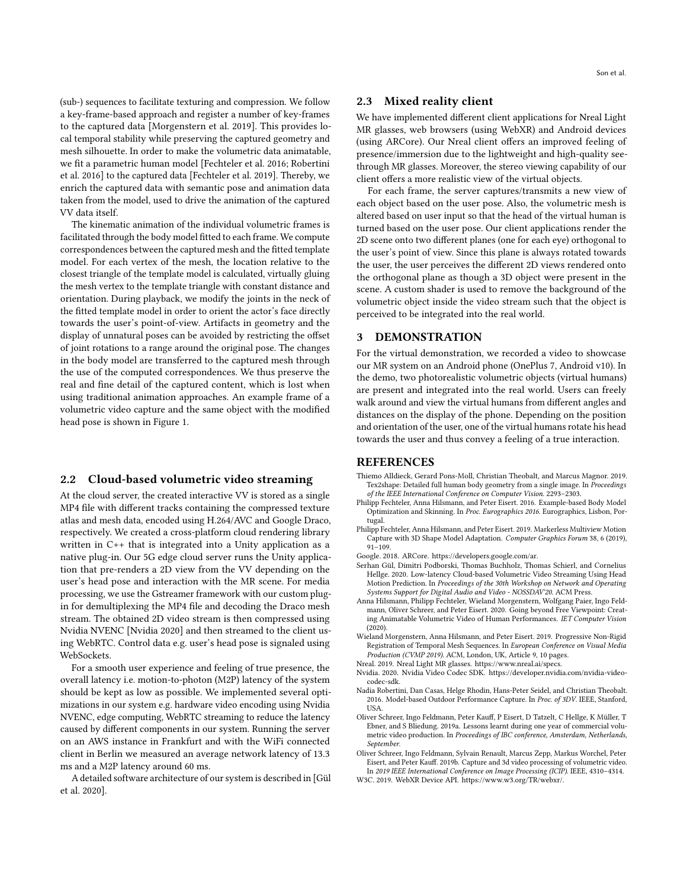(sub-) sequences to facilitate texturing and compression. We follow a key-frame-based approach and register a number of key-frames to the captured data [Morgenstern et al. 2019]. This provides local temporal stability while preserving the captured geometry and mesh silhouette. In order to make the volumetric data animatable, we fit a parametric human model [Fechteler et al. 2016; Robertini et al. 2016] to the captured data [Fechteler et al. 2019]. Thereby, we enrich the captured data with semantic pose and animation data taken from the model, used to drive the animation of the captured VV data itself.

The kinematic animation of the individual volumetric frames is facilitated through the body model fitted to each frame. We compute correspondences between the captured mesh and the fitted template model. For each vertex of the mesh, the location relative to the closest triangle of the template model is calculated, virtually gluing the mesh vertex to the template triangle with constant distance and orientation. During playback, we modify the joints in the neck of the fitted template model in order to orient the actor's face directly towards the user's point-of-view. Artifacts in geometry and the display of unnatural poses can be avoided by restricting the offset of joint rotations to a range around the original pose. The changes in the body model are transferred to the captured mesh through the use of the computed correspondences. We thus preserve the real and fine detail of the captured content, which is lost when using traditional animation approaches. An example frame of a volumetric video capture and the same object with the modified head pose is shown in Figure 1.

## 2.2 Cloud-based volumetric video streaming

At the cloud server, the created interactive VV is stored as a single MP4 file with different tracks containing the compressed texture atlas and mesh data, encoded using H.264/AVC and Google Draco, respectively. We created a cross-platform cloud rendering library written in C++ that is integrated into a Unity application as a native plug-in. Our 5G edge cloud server runs the Unity application that pre-renders a 2D view from the VV depending on the user's head pose and interaction with the MR scene. For media processing, we use the Gstreamer framework with our custom plug-in for demultiplexing the MP4 file and decoding the Draco mesh stream. The obtained 2D video stream is then compressed using Nvidia NVENC [Nvidia 2020] and then streamed to the client using WebRTC. Control data e.g. user's head pose is signaled using WebSockets.

For a smooth user experience and feeling of true presence, the overall latency i.e. motion-to-photon (M2P) latency of the system should be kept as low as possible. We implemented several optimizations in our system e.g. hardware video encoding using Nvidia NVENC, edge computing, WebRTC streaming to reduce the latency caused by different components in our system. Running the server on an AWS instance in Frankfurt and with the WiFi connected client in Berlin we measured an average network latency of 13.3 ms and a M2P latency around 60 ms.

A detailed software architecture of our system is described in [Gül et al. 2020].

## 2.3 Mixed reality client

We have implemented different client applications for Nreal Light MR glasses, web browsers (using WebXR) and Android devices (using ARCore). Our Nreal client offers an improved feeling of presence/immersion due to the lightweight and high-quality see-through MR glasses. Moreover, the stereo viewing capability of our client offers a more realistic view of the virtual objects.

For each frame, the server captures/transmits a new view of each object based on the user pose. Also, the volumetric mesh is altered based on user input so that the head of the virtual human is turned based on the user pose. Our client applications render the 2D scene onto two different planes (one for each eye) orthogonal to the user's point of view. Since this plane is always rotated towards the user, the user perceives the different 2D views rendered onto the orthogonal plane as though a 3D object were present in the scene. A custom shader is used to remove the background of the volumetric object inside the video stream such that the object is perceived to be integrated into the real world.

## 3 DEMONSTRATION

For the virtual demonstration, we recorded a video to showcase our MR system on an Android phone (OnePlus 7, Android v10). In the demo, two photorealistic volumetric objects (virtual humans) are present and integrated into the real world. Users can freely walk around and view the virtual humans from different angles and distances on the display of the phone. Depending on the position and orientation of the user, one of the virtual humans rotate his head towards the user and thus convey a feeling of a true interaction.

## REFERENCES

Thiemo Alldieck, Gerard Pons-Moll, Christian Theobalt, and Marcus Magnor. 2019. Tex2shape: Detailed full human body geometry from a single image. In *Proceedings of the IEEE International Conference on Computer Vision*. 2293–2303.

Philipp Fechteler, Anna Hilsmann, and Peter Eisert. 2016. Example-based Body Model Optimization and Skinning. In *Proc. Eurographics 2016*. Eurographics, Lisbon, Portugal.

Philipp Fechteler, Anna Hilsmann, and Peter Eisert. 2019. Markerless Multiview Motion Capture with 3D Shape Model Adaptation. *Computer Graphics Forum* 38, 6 (2019), 91–109.

Google. 2018. ARCore. https://developers.google.com/ar.

Serhan Gül, Dimitri Podborski, Thomas Buchholz, Thomas Schierl, and Cornelius Hellge. 2020. Low-latency Cloud-based Volumetric Video Streaming Using Head Motion Prediction. In *Proceedings of the 30th Workshop on Network and Operating Systems Support for Digital Audio and Video - NOSSDAV'20*. ACM Press.

Anna Hilsmann, Philipp Fechteler, Wieland Morgenstern, Wolfgang Paier, Ingo Feldmann, Oliver Schreer, and Peter Eisert. 2020. Going beyond Free Viewpoint: Creating Animatable Volumetric Video of Human Performances. *IET Computer Vision* (2020).

Wieland Morgenstern, Anna Hilsmann, and Peter Eisert. 2019. Progressive Non-Rigid Registration of Temporal Mesh Sequences. In *European Conference on Visual Media Production (CVMP 2019)*. ACM, London, UK, Article 9, 10 pages.

Nreal. 2019. Nreal Light MR glasses. https://www.nreal.ai/specs.

Nvidia. 2020. Nvidia Video Codec SDK. https://developer.nvidia.com/nvidia-video-codec-sdk.

Nadia Robertini, Dan Casas, Helge Rhodin, Hans-Peter Seidel, and Christian Theobalt. 2016. Model-based Outdoor Performance Capture. In *Proc. of 3DV*. IEEE, Stanford, USA.

Oliver Schreer, Ingo Feldmann, Peter Kauff, P Eisert, D Tatzelt, C Hellge, K Müller, T Ebner, and S Bliedung. 2019a. Lessons learnt during one year of commercial volumetric video production. In *Proceedings of IBC conference, Amsterdam, Netherlands, September*.

Oliver Schreer, Ingo Feldmann, Sylvain Renault, Marcus Zepp, Markus Worchel, Peter Eisert, and Peter Kauff. 2019b. Capture and 3d video processing of volumetric video. In *2019 IEEE International Conference on Image Processing (ICIP)*. IEEE, 4310–4314.

W3C. 2019. WebXR Device API. https://www.w3.org/TR/webxr/.